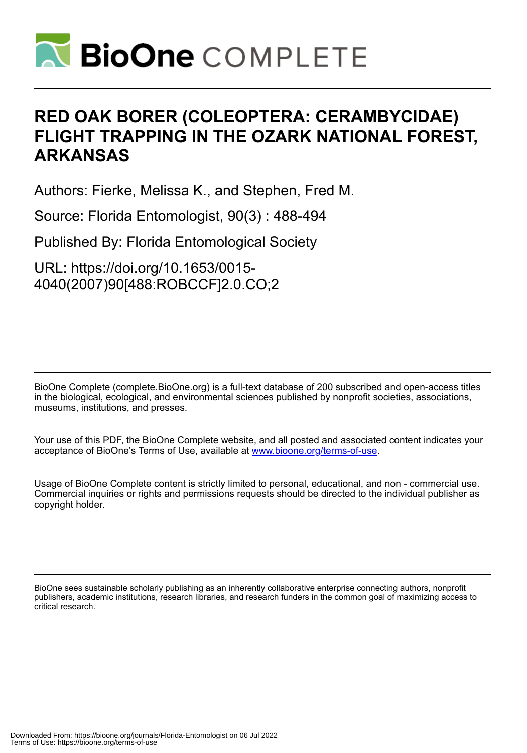# RED OAK BORER (COLEOPTERA: CERAMBYCIDAE) FLIGHT TRAPPING IN THE OZARK NATIONAL FOREST, ARKANSAS

Authors: Fierke, Melissa K., and Stephen, Fred M.

Source: Florida Entomologist, 90(3) : 488-494

Published By: Florida Entomological Society

URL: https://doi.org/10.1653/0015-4040(2007)90[488:ROBCCF]2.0.CO;2

BioOne Complete (complete.BioOne.org) is a full-text database of 200 subscribed and open-access titles in the biological, ecological, and environmental sciences published by nonprofit societies, associations, museums, institutions, and presses.

Your use of this PDF, the BioOne Complete website, and all posted and associated content indicates your acceptance of BioOne's Terms of Use, available at www.bioone.org/terms-of-use.

Usage of BioOne Complete content is strictly limited to personal, educational, and non - commercial use. Commercial inquiries or rights and permissions requests should be directed to the individual publisher as copyright holder.

BioOne sees sustainable scholarly publishing as an inherently collaborative enterprise connecting authors, nonprofit publishers, academic institutions, research libraries, and research funders in the common goal of maximizing access to critical research.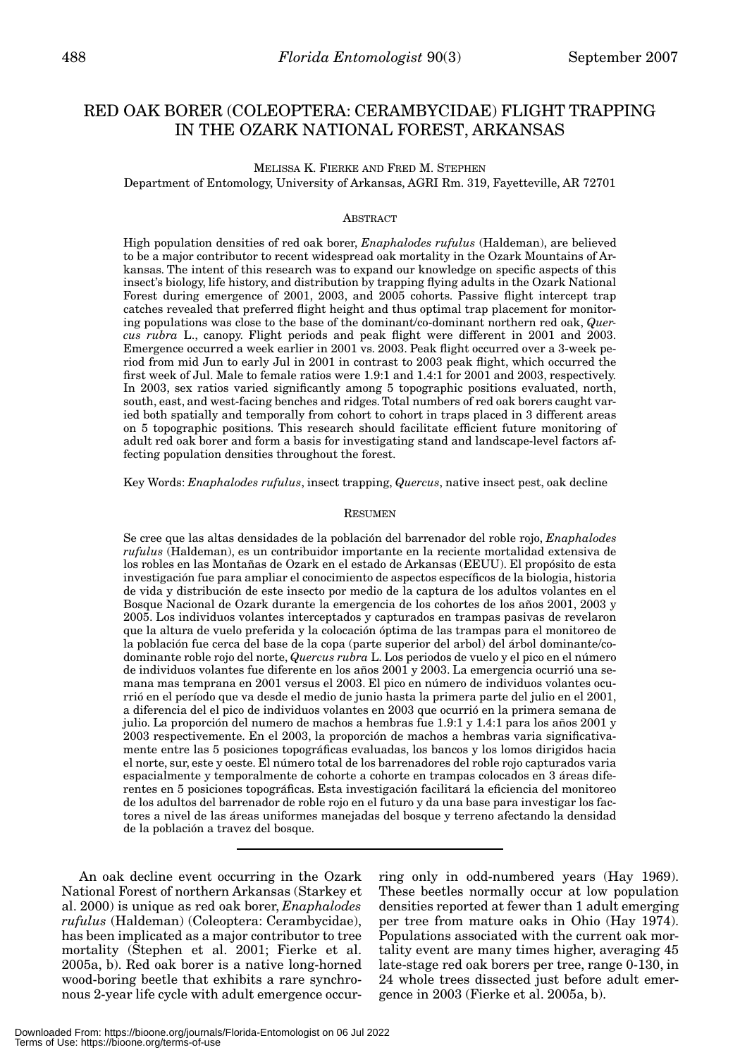# RED OAK BORER (COLEOPTERA: CERAMBYCIDAE) FLIGHT TRAPPING IN THE OZARK NATIONAL FOREST, ARKANSAS

MELISSA K. FIERKE AND FRED M. STEPHEN
Department of Entomology, University of Arkansas, AGRI Rm. 319, Fayetteville, AR 72701

## ABSTRACT

High population densities of red oak borer, *Enaphalodes rufulus* (Haldeman), are believed to be a major contributor to recent widespread oak mortality in the Ozark Mountains of Arkansas. The intent of this research was to expand our knowledge on specific aspects of this insect's biology, life history, and distribution by trapping flying adults in the Ozark National Forest during emergence of 2001, 2003, and 2005 cohorts. Passive flight intercept trap catches revealed that preferred flight height and thus optimal trap placement for monitoring populations was close to the base of the dominant/co-dominant northern red oak, *Quercus rubra* L., canopy. Flight periods and peak flight were different in 2001 and 2003. Emergence occurred a week earlier in 2001 vs. 2003. Peak flight occurred over a 3-week period from mid Jun to early Jul in 2001 in contrast to 2003 peak flight, which occurred the first week of Jul. Male to female ratios were 1.9:1 and 1.4:1 for 2001 and 2003, respectively. In 2003, sex ratios varied significantly among 5 topographic positions evaluated, north, south, east, and west-facing benches and ridges. Total numbers of red oak borers caught varied both spatially and temporally from cohort to cohort in traps placed in 3 different areas on 5 topographic positions. This research should facilitate efficient future monitoring of adult red oak borer and form a basis for investigating stand and landscape-level factors affecting population densities throughout the forest.

Key Words: *Enaphalodes rufulus*, insect trapping, *Quercus*, native insect pest, oak decline

## RESUMEN

Se cree que las altas densidades de la población del barrenador del roble rojo, *Enaphalodes rufulus* (Haldeman), es un contribuidor importante en la reciente mortalidad extensiva de los robles en las Montañas de Ozark en el estado de Arkansas (EEUU). El propósito de esta investigación fue para ampliar el conocimiento de aspectos específicos de la biologia, historia de vida y distribución de este insecto por medio de la captura de los adultos volantes en el Bosque Nacional de Ozark durante la emergencia de los cohortes de los años 2001, 2003 y 2005. Los individuos volantes interceptados y capturados en trampas pasivas de revelaron que la altura de vuelo preferida y la colocación óptima de las trampas para el monitoreo de la población fue cerca del base de la copa (parte superior del arbol) del árbol dominante/co-dominante roble rojo del norte, *Quercus rubra* L. Los periodos de vuelo y el pico en el número de individuos volantes fue diferente en los años 2001 y 2003. La emergencia ocurrió una semana mas temprana en 2001 versus el 2003. El pico en número de individuos volantes ocurrió en el período que va desde el medio de junio hasta la primera parte del julio en el 2001, a diferencia del el pico de individuos volantes en 2003 que ocurrió en la primera semana de julio. La proporción del numero de machos a hembras fue 1.9:1 y 1.4:1 para los años 2001 y 2003 respectivamente. En el 2003, la proporción de machos a hembras varia significativamente entre las 5 posiciones topográficas evaluadas, los bancos y los lomos dirigidos hacia el norte, sur, este y oeste. El número total de los barrenadores del roble rojo capturados varia espacialmente y temporalmente de cohorte a cohorte en trampas colocados en 3 áreas diferentes en 5 posiciones topográficas. Esta investigación facilitará la eficiencia del monitoreo de los adultos del barrenador de roble rojo en el futuro y da una base para investigar los factores a nivel de las áreas uniformes manejadas del bosque y terreno afectando la densidad de la población a travez del bosque.

---

An oak decline event occurring in the Ozark National Forest of northern Arkansas (Starkey et al. 2000) is unique as red oak borer, *Enaphalodes rufulus* (Haldeman) (Coleoptera: Cerambycidae), has been implicated as a major contributor to tree mortality (Stephen et al. 2001; Fierke et al. 2005a, b). Red oak borer is a native long-horned wood-boring beetle that exhibits a rare synchronous 2-year life cycle with adult emergence occurring only in odd-numbered years (Hay 1969). These beetles normally occur at low population densities reported at fewer than 1 adult emerging per tree from mature oaks in Ohio (Hay 1974). Populations associated with the current oak mortality event are many times higher, averaging 45 late-stage red oak borers per tree, range 0-130, in 24 whole trees dissected just before adult emergence in 2003 (Fierke et al. 2005a, b).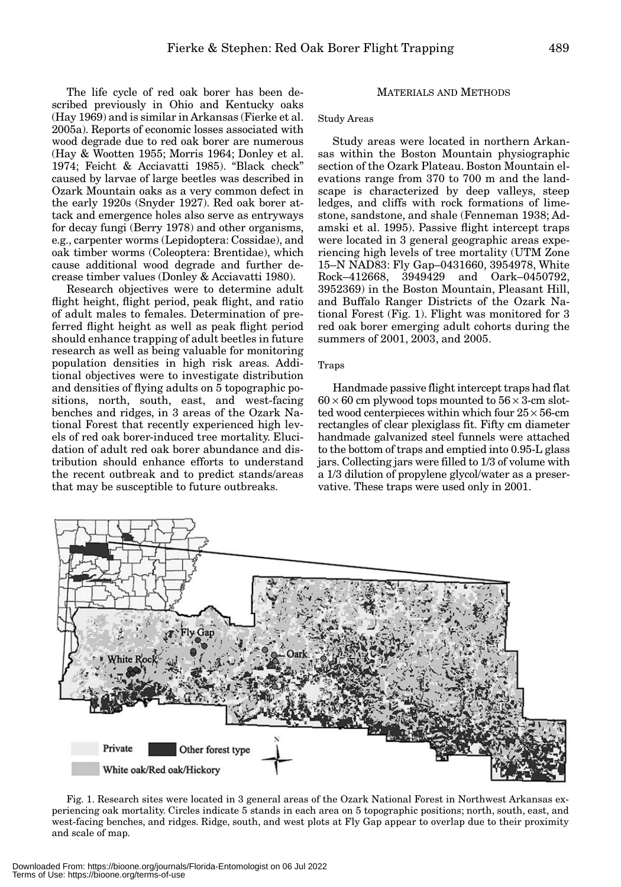The life cycle of red oak borer has been described previously in Ohio and Kentucky oaks (Hay 1969) and is similar in Arkansas (Fierke et al. 2005a). Reports of economic losses associated with wood degrade due to red oak borer are numerous (Hay & Wootten 1955; Morris 1964; Donley et al. 1974; Feicht & Acciavatti 1985). "Black check" caused by larvae of large beetles was described in Ozark Mountain oaks as a very common defect in the early 1920s (Snyder 1927). Red oak borer attack and emergence holes also serve as entryways for decay fungi (Berry 1978) and other organisms, e.g., carpenter worms (Lepidoptera: Cossidae), and oak timber worms (Coleoptera: Brentidae), which cause additional wood degrade and further decrease timber values (Donley & Acciavatti 1980).

Research objectives were to determine adult flight height, flight period, peak flight, and ratio of adult males to females. Determination of preferred flight height as well as peak flight period should enhance trapping of adult beetles in future research as well as being valuable for monitoring population densities in high risk areas. Additional objectives were to investigate distribution and densities of flying adults on 5 topographic positions, north, south, east, and west-facing benches and ridges, in 3 areas of the Ozark National Forest that recently experienced high levels of red oak borer-induced tree mortality. Elucidation of adult red oak borer abundance and distribution should enhance efforts to understand the recent outbreak and to predict stands/areas that may be susceptible to future outbreaks.

## MATERIALS AND METHODS

### Study Areas

Study areas were located in northern Arkansas within the Boston Mountain physiographic section of the Ozark Plateau. Boston Mountain elevations range from 370 to 700 m and the landscape is characterized by deep valleys, steep ledges, and cliffs with rock formations of limestone, sandstone, and shale (Fenneman 1938; Adamski et al. 1995). Passive flight intercept traps were located in 3 general geographic areas experiencing high levels of tree mortality (UTM Zone 15–N NAD83: Fly Gap–0431660, 3954978, White Rock–412668, 3949429 and Oark–0450792, 3952369) in the Boston Mountain, Pleasant Hill, and Buffalo Ranger Districts of the Ozark National Forest (Fig. 1). Flight was monitored for 3 red oak borer emerging adult cohorts during the summers of 2001, 2003, and 2005.

### Traps

Handmade passive flight intercept traps had flat $60 \times 60$ cm plywood tops mounted to $56 \times 3$-cm slotted wood centerpieces within which four $25 \times 56$-cm rectangles of clear plexiglass fit. Fifty cm diameter handmade galvanized steel funnels were attached to the bottom of traps and emptied into 0.95-L glass jars. Collecting jars were filled to 1/3 of volume with a 1/3 dilution of propylene glycol/water as a preservative. These traps were used only in 2001.

Fig. 1. Research sites were located in 3 general areas of the Ozark National Forest in Northwest Arkansas experiencing oak mortality. Circles indicate 5 stands in each area on 5 topographic positions; north, south, east, and west-facing benches, and ridges. Ridge, south, and west plots at Fly Gap appear to overlap due to their proximity and scale of map.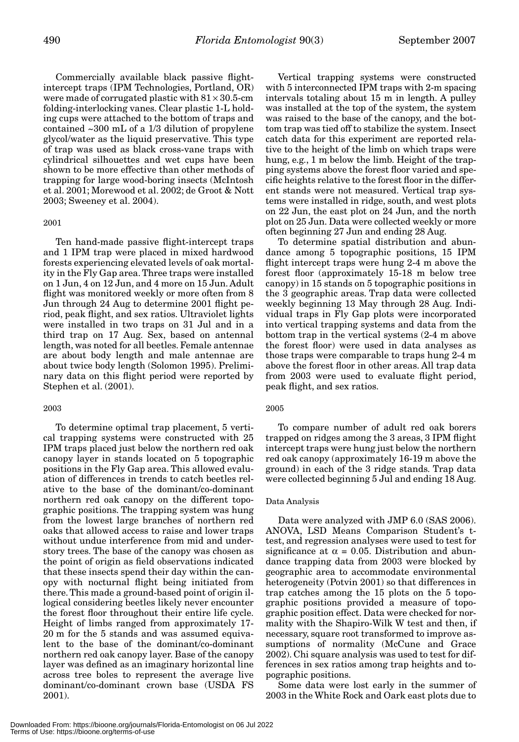Commercially available black passive flight-intercept traps (IPM Technologies, Portland, OR) were made of corrugated plastic with $81 \times 30.5$-cm folding-interlocking vanes. Clear plastic 1-L holding cups were attached to the bottom of traps and contained ~300 mL of a 1/3 dilution of propylene glycol/water as the liquid preservative. This type of trap was used as black cross-vane traps with cylindrical silhouettes and wet cups have been shown to be more effective than other methods of trapping for large wood-boring insects (McIntosh et al. 2001; Morewood et al. 2002; de Groot & Nott 2003; Sweeney et al. 2004).

### 2001

Ten hand-made passive flight-intercept traps and 1 IPM trap were placed in mixed hardwood forests experiencing elevated levels of oak mortality in the Fly Gap area. Three traps were installed on 1 Jun, 4 on 12 Jun, and 4 more on 15 Jun. Adult flight was monitored weekly or more often from 8 Jun through 24 Aug to determine 2001 flight period, peak flight, and sex ratios. Ultraviolet lights were installed in two traps on 31 Jul and in a third trap on 17 Aug. Sex, based on antennal length, was noted for all beetles. Female antennae are about body length and male antennae are about twice body length (Solomon 1995). Preliminary data on this flight period were reported by Stephen et al. (2001).

### 2003

To determine optimal trap placement, 5 vertical trapping systems were constructed with 25 IPM traps placed just below the northern red oak canopy layer in stands located on 5 topographic positions in the Fly Gap area. This allowed evaluation of differences in trends to catch beetles relative to the base of the dominant/co-dominant northern red oak canopy on the different topographic positions. The trapping system was hung from the lowest large branches of northern red oaks that allowed access to raise and lower traps without undue interference from mid and understory trees. The base of the canopy was chosen as the point of origin as field observations indicated that these insects spend their day within the canopy with nocturnal flight being initiated from there. This made a ground-based point of origin illogical considering beetles likely never encounter the forest floor throughout their entire life cycle. Height of limbs ranged from approximately 17-20 m for the 5 stands and was assumed equivalent to the base of the dominant/co-dominant northern red oak canopy layer. Base of the canopy layer was defined as an imaginary horizontal line across tree boles to represent the average live dominant/co-dominant crown base (USDA FS 2001).

Vertical trapping systems were constructed with 5 interconnected IPM traps with 2-m spacing intervals totaling about 15 m in length. A pulley was installed at the top of the system, the system was raised to the base of the canopy, and the bottom trap was tied off to stabilize the system. Insect catch data for this experiment are reported relative to the height of the limb on which traps were hung, e.g., 1 m below the limb. Height of the trapping systems above the forest floor varied and specific heights relative to the forest floor in the different stands were not measured. Vertical trap systems were installed in ridge, south, and west plots on 22 Jun, the east plot on 24 Jun, and the north plot on 25 Jun. Data were collected weekly or more often beginning 27 Jun and ending 28 Aug.

To determine spatial distribution and abundance among 5 topographic positions, 15 IPM flight intercept traps were hung 2-4 m above the forest floor (approximately 15-18 m below tree canopy) in 15 stands on 5 topographic positions in the 3 geographic areas. Trap data were collected weekly beginning 13 May through 28 Aug. Individual traps in Fly Gap plots were incorporated into vertical trapping systems and data from the bottom trap in the vertical systems (2-4 m above the forest floor) were used in data analyses as those traps were comparable to traps hung 2-4 m above the forest floor in other areas. All trap data from 2003 were used to evaluate flight period, peak flight, and sex ratios.

### 2005

To compare number of adult red oak borers trapped on ridges among the 3 areas, 3 IPM flight intercept traps were hung just below the northern red oak canopy (approximately 16-19 m above the ground) in each of the 3 ridge stands. Trap data were collected beginning 5 Jul and ending 18 Aug.

### Data Analysis

Data were analyzed with JMP 6.0 (SAS 2006). ANOVA, LSD Means Comparison Student's t-test, and regression analyses were used to test for significance at $\alpha = 0.05$. Distribution and abundance trapping data from 2003 were blocked by geographic area to accommodate environmental heterogeneity (Potvin 2001) so that differences in trap catches among the 15 plots on the 5 topographic positions provided a measure of topographic position effect. Data were checked for normality with the Shapiro-Wilk W test and then, if necessary, square root transformed to improve assumptions of normality (McCune and Grace 2002). Chi square analysis was used to test for differences in sex ratios among trap heights and topographic positions.

Some data were lost early in the summer of 2003 in the White Rock and Oark east plots due to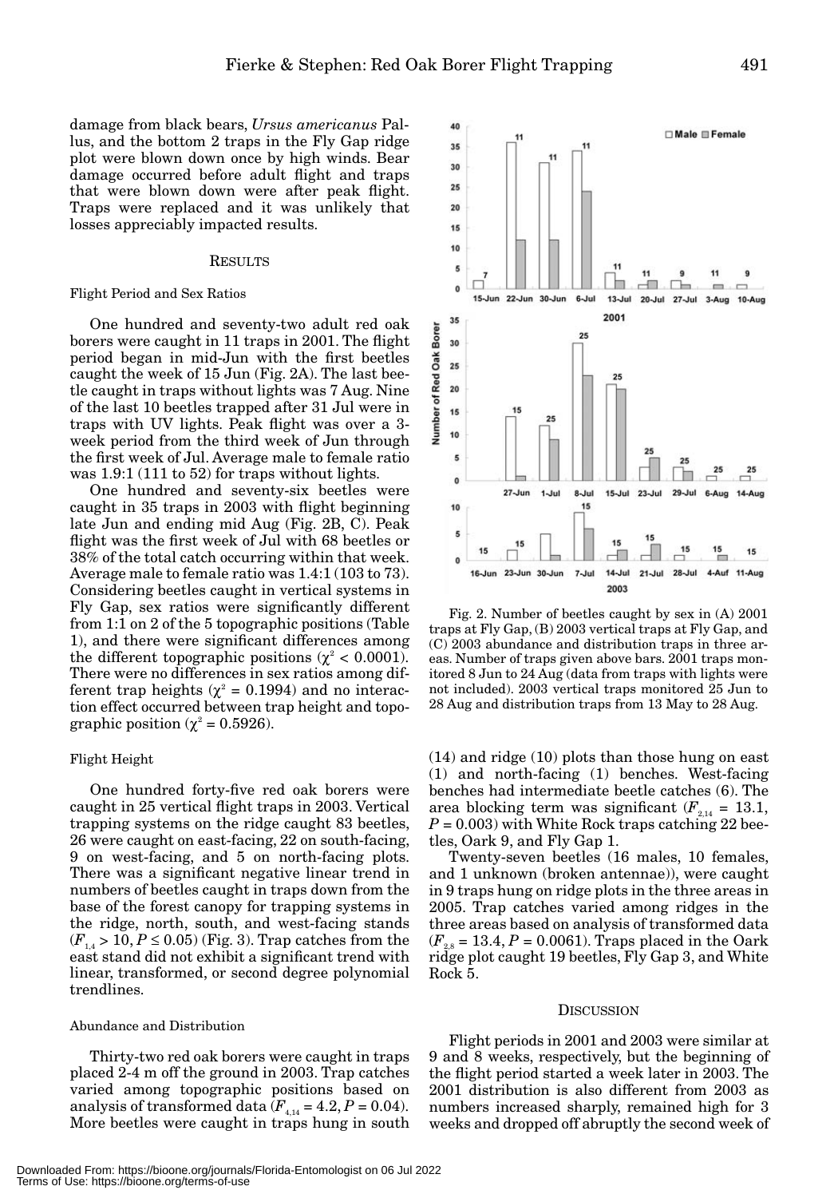damage from black bears, *Ursus americanus* Pallus, and the bottom 2 traps in the Fly Gap ridge plot were blown down once by high winds. Bear damage occurred before adult flight and traps that were blown down were after peak flight. Traps were replaced and it was unlikely that losses appreciably impacted results.

## RESULTS

### Flight Period and Sex Ratios

One hundred and seventy-two adult red oak borers were caught in 11 traps in 2001. The flight period began in mid-Jun with the first beetles caught the week of 15 Jun (Fig. 2A). The last beetle caught in traps without lights was 7 Aug. Nine of the last 10 beetles trapped after 31 Jul were in traps with UV lights. Peak flight was over a 3-week period from the third week of Jun through the first week of Jul. Average male to female ratio was 1.9:1 (111 to 52) for traps without lights.

One hundred and seventy-six beetles were caught in 35 traps in 2003 with flight beginning late Jun and ending mid Aug (Fig. 2B, C). Peak flight was the first week of Jul with 68 beetles or 38% of the total catch occurring within that week. Average male to female ratio was 1.4:1 (103 to 73). Considering beetles caught in vertical systems in Fly Gap, sex ratios were significantly different from 1:1 on 2 of the 5 topographic positions (Table 1), and there were significant differences among the different topographic positions ($\chi^2 < 0.0001$). There were no differences in sex ratios among different trap heights ($\chi^2 = 0.1994$) and no interaction effect occurred between trap height and topographic position ($\chi^2 = 0.5926$).

Fig. 2. Number of beetles caught by sex in (A) 2001 traps at Fly Gap, (B) 2003 vertical traps at Fly Gap, and (C) 2003 abundance and distribution traps in three areas. Number of traps given above bars. 2001 traps monitored 8 Jun to 24 Aug (data from traps with lights were not included). 2003 vertical traps monitored 25 Jun to 28 Aug and distribution traps from 13 May to 28 Aug.

### Flight Height

One hundred forty-five red oak borers were caught in 25 vertical flight traps in 2003. Vertical trapping systems on the ridge caught 83 beetles, 26 were caught on east-facing, 22 on south-facing, 9 on west-facing, and 5 on north-facing plots. There was a significant negative linear trend in numbers of beetles caught in traps down from the base of the forest canopy for trapping systems in the ridge, north, south, and west-facing stands ($F_{1,4} > 10, P \leq 0.05$) (Fig. 3). Trap catches from the east stand did not exhibit a significant trend with linear, transformed, or second degree polynomial trendlines.

### Abundance and Distribution

Thirty-two red oak borers were caught in traps placed 2-4 m off the ground in 2003. Trap catches varied among topographic positions based on analysis of transformed data ($F_{4,14} = 4.2, P = 0.04$). More beetles were caught in traps hung in south (14) and ridge (10) plots than those hung on east (1) and north-facing (1) benches. West-facing benches had intermediate beetle catches (6). The area blocking term was significant ($F_{2,14} = 13.1$, $P = 0.003$) with White Rock traps catching 22 beetles, Oark 9, and Fly Gap 1.

Twenty-seven beetles (16 males, 10 females, and 1 unknown (broken antennae)), were caught in 9 traps hung on ridge plots in the three areas in 2005. Trap catches varied among ridges in the three areas based on analysis of transformed data ($F_{2,8} = 13.4, P = 0.0061$). Traps placed in the Oark ridge plot caught 19 beetles, Fly Gap 3, and White Rock 5.

## DISCUSSION

Flight periods in 2001 and 2003 were similar at 9 and 8 weeks, respectively, but the beginning of the flight period started a week later in 2003. The 2001 distribution is also different from 2003 as numbers increased sharply, remained high for 3 weeks and dropped off abruptly the second week of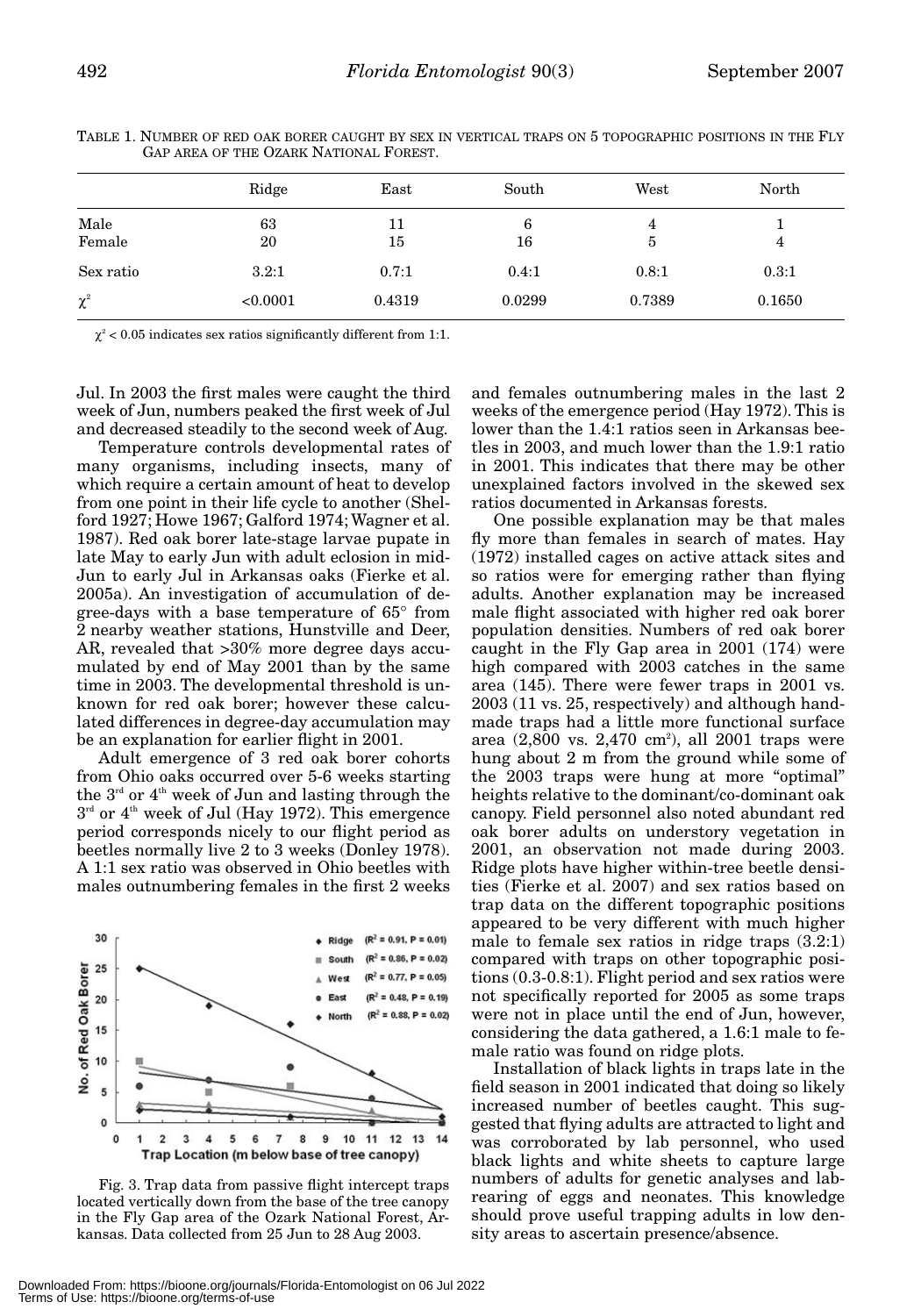TABLE 1. NUMBER OF RED OAK BORER CAUGHT BY SEX IN VERTICAL TRAPS ON 5 TOPOGRAPHIC POSITIONS IN THE FLY GAP AREA OF THE OZARK NATIONAL FOREST.

| | Ridge | East | South | West | North |
|---|---|---|---|---|---|
| Male | 63 | 11 | 6 | 4 | 1 |
| Female | 20 | 15 | 16 | 5 | 4 |
| Sex ratio | 3.2:1 | 0.7:1 | 0.4:1 | 0.8:1 | 0.3:1 |
| $\chi^2$ | <0.0001 | 0.4319 | 0.0299 | 0.7389 | 0.1650 |

$\chi^2 < 0.05$ indicates sex ratios significantly different from 1:1.

Jul. In 2003 the first males were caught the third week of Jun, numbers peaked the first week of Jul and decreased steadily to the second week of Aug.

Temperature controls developmental rates of many organisms, including insects, many of which require a certain amount of heat to develop from one point in their life cycle to another (Shelford 1927; Howe 1967; Galford 1974; Wagner et al. 1987). Red oak borer late-stage larvae pupate in late May to early Jun with adult eclosion in mid-Jun to early Jul in Arkansas oaks (Fierke et al. 2005a). An investigation of accumulation of degree-days with a base temperature of 65° from 2 nearby weather stations, Hunstville and Deer, AR, revealed that >30% more degree days accumulated by end of May 2001 than by the same time in 2003. The developmental threshold is unknown for red oak borer; however these calculated differences in degree-day accumulation may be an explanation for earlier flight in 2001.

Adult emergence of 3 red oak borer cohorts from Ohio oaks occurred over 5-6 weeks starting the 3rd or 4th week of Jun and lasting through the 3rd or 4th week of Jul (Hay 1972). This emergence period corresponds nicely to our flight period as beetles normally live 2 to 3 weeks (Donley 1978). A 1:1 sex ratio was observed in Ohio beetles with males outnumbering females in the first 2 weeks and females outnumbering males in the last 2 weeks of the emergence period (Hay 1972). This is lower than the 1.4:1 ratios seen in Arkansas beetles in 2003, and much lower than the 1.9:1 ratio in 2001. This indicates that there may be other unexplained factors involved in the skewed sex ratios documented in Arkansas forests.

Fig. 3. Trap data from passive flight intercept traps located vertically down from the base of the tree canopy in the Fly Gap area of the Ozark National Forest, Arkansas. Data collected from 25 Jun to 28 Aug 2003.

One possible explanation may be that males fly more than females in search of mates. Hay (1972) installed cages on active attack sites and so ratios were for emerging rather than flying adults. Another explanation may be increased male flight associated with higher red oak borer population densities. Numbers of red oak borer caught in the Fly Gap area in 2001 (174) were high compared with 2003 catches in the same area (145). There were fewer traps in 2001 vs. 2003 (11 vs. 25, respectively) and although handmade traps had a little more functional surface area (2,800 vs. 2,470 cm$^2$), all 2001 traps were hung about 2 m from the ground while some of the 2003 traps were hung at more "optimal" heights relative to the dominant/co-dominant oak canopy. Field personnel also noted abundant red oak borer adults on understory vegetation in 2001, an observation not made during 2003. Ridge plots have higher within-tree beetle densities (Fierke et al. 2007) and sex ratios based on trap data on the different topographic positions appeared to be very different with much higher male to female sex ratios in ridge traps (3.2:1) compared with traps on other topographic positions (0.3-0.8:1). Flight period and sex ratios were not specifically reported for 2005 as some traps were not in place until the end of Jun, however, considering the data gathered, a 1.6:1 male to female ratio was found on ridge plots.

Installation of black lights in traps late in the field season in 2001 indicated that doing so likely increased number of beetles caught. This suggested that flying adults are attracted to light and was corroborated by lab personnel, who used black lights and white sheets to capture large numbers of adults for genetic analyses and lab-rearing of eggs and neonates. This knowledge should prove useful trapping adults in low density areas to ascertain presence/absence.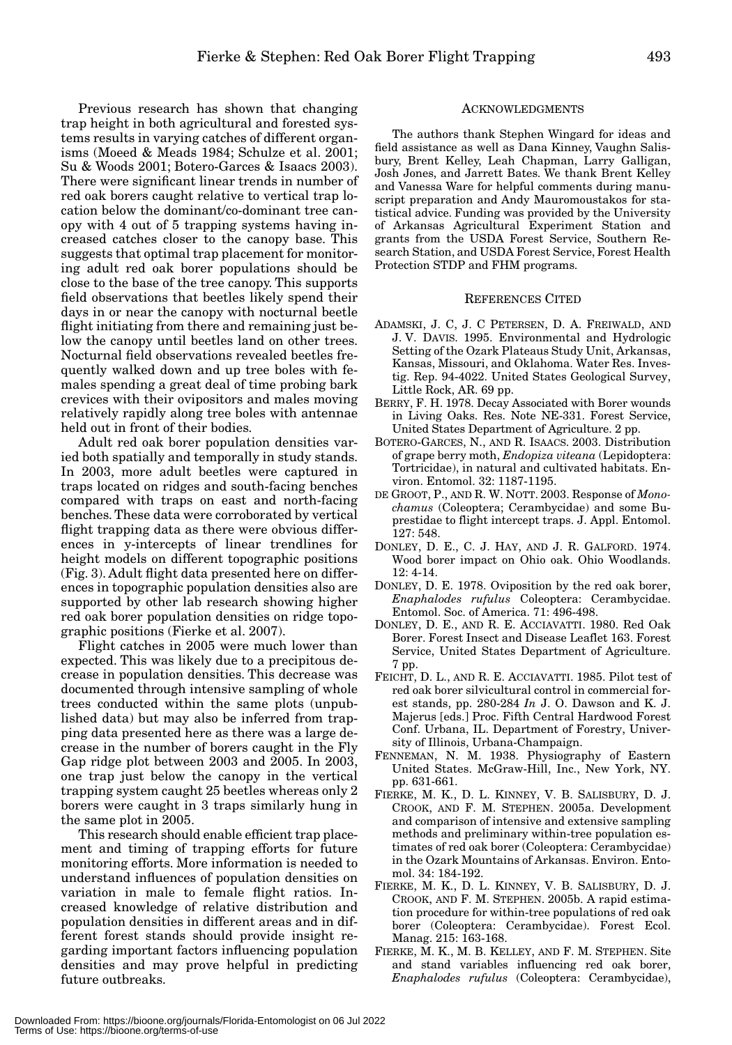Previous research has shown that changing trap height in both agricultural and forested systems results in varying catches of different organisms (Moeed & Meads 1984; Schulze et al. 2001; Su & Woods 2001; Botero-Garces & Isaacs 2003). There were significant linear trends in number of red oak borers caught relative to vertical trap location below the dominant/co-dominant tree canopy with 4 out of 5 trapping systems having increased catches closer to the canopy base. This suggests that optimal trap placement for monitoring adult red oak borer populations should be close to the base of the tree canopy. This supports field observations that beetles likely spend their days in or near the canopy with nocturnal beetle flight initiating from there and remaining just below the canopy until beetles land on other trees. Nocturnal field observations revealed beetles frequently walked down and up tree boles with females spending a great deal of time probing bark crevices with their ovipositors and males moving relatively rapidly along tree boles with antennae held out in front of their bodies.

Adult red oak borer population densities varied both spatially and temporally in study stands. In 2003, more adult beetles were captured in traps located on ridges and south-facing benches compared with traps on east and north-facing benches. These data were corroborated by vertical flight trapping data as there were obvious differences in y-intercepts of linear trendlines for height models on different topographic positions (Fig. 3). Adult flight data presented here on differences in topographic population densities also are supported by other lab research showing higher red oak borer population densities on ridge topographic positions (Fierke et al. 2007).

Flight catches in 2005 were much lower than expected. This was likely due to a precipitous decrease in population densities. This decrease was documented through intensive sampling of whole trees conducted within the same plots (unpublished data) but may also be inferred from trapping data presented here as there was a large decrease in the number of borers caught in the Fly Gap ridge plot between 2003 and 2005. In 2003, one trap just below the canopy in the vertical trapping system caught 25 beetles whereas only 2 borers were caught in 3 traps similarly hung in the same plot in 2005.

This research should enable efficient trap placement and timing of trapping efforts for future monitoring efforts. More information is needed to understand influences of population densities on variation in male to female flight ratios. Increased knowledge of relative distribution and population densities in different areas and in different forest stands should provide insight regarding important factors influencing population densities and may prove helpful in predicting future outbreaks.

## ACKNOWLEDGMENTS

The authors thank Stephen Wingard for ideas and field assistance as well as Dana Kinney, Vaughn Salisbury, Brent Kelley, Leah Chapman, Larry Galligan, Josh Jones, and Jarrett Bates. We thank Brent Kelley and Vanessa Ware for helpful comments during manuscript preparation and Andy Mauromoustakos for statistical advice. Funding was provided by the University of Arkansas Agricultural Experiment Station and grants from the USDA Forest Service, Southern Research Station, and USDA Forest Service, Forest Health Protection STDP and FHM programs.

## REFERENCES CITED

ADAMSKI, J. C, J. C PETERSEN, D. A. FREIWALD, AND J. V. DAVIS. 1995. Environmental and Hydrologic Setting of the Ozark Plateaus Study Unit, Arkansas, Kansas, Missouri, and Oklahoma. Water Res. Investig. Rep. 94-4022. United States Geological Survey, Little Rock, AR. 69 pp.

BERRY, F. H. 1978. Decay Associated with Borer wounds in Living Oaks. Res. Note NE-331. Forest Service, United States Department of Agriculture. 2 pp.

BOTERO-GARCES, N., AND R. ISAACS. 2003. Distribution of grape berry moth, *Endopiza viteana* (Lepidoptera: Tortricidae), in natural and cultivated habitats. Environ. Entomol. 32: 1187-1195.

DE GROOT, P., AND R. W. NOTT. 2003. Response of *Monochamus* (Coleoptera; Cerambycidae) and some Buprestidae to flight intercept traps. J. Appl. Entomol. 127: 548.

DONLEY, D. E., C. J. HAY, AND J. R. GALFORD. 1974. Wood borer impact on Ohio oak. Ohio Woodlands. 12: 4-14.

DONLEY, D. E. 1978. Oviposition by the red oak borer, *Enaphalodes rufulus* Coleoptera: Cerambycidae. Entomol. Soc. of America. 71: 496-498.

DONLEY, D. E., AND R. E. ACCIAVATTI. 1980. Red Oak Borer. Forest Insect and Disease Leaflet 163. Forest Service, United States Department of Agriculture. 7 pp.

FEICHT, D. L., AND R. E. ACCIAVATTI. 1985. Pilot test of red oak borer silvicultural control in commercial forest stands, pp. 280-284 *In* J. O. Dawson and K. J. Majerus [eds.] Proc. Fifth Central Hardwood Forest Conf. Urbana, IL. Department of Forestry, University of Illinois, Urbana-Champaign.

FENNEMAN, N. M. 1938. Physiography of Eastern United States. McGraw-Hill, Inc., New York, NY. pp. 631-661.

FIERKE, M. K., D. L. KINNEY, V. B. SALISBURY, D. J. CROOK, AND F. M. STEPHEN. 2005a. Development and comparison of intensive and extensive sampling methods and preliminary within-tree population estimates of red oak borer (Coleoptera: Cerambycidae) in the Ozark Mountains of Arkansas. Environ. Entomol. 34: 184-192.

FIERKE, M. K., D. L. KINNEY, V. B. SALISBURY, D. J. CROOK, AND F. M. STEPHEN. 2005b. A rapid estimation procedure for within-tree populations of red oak borer (Coleoptera: Cerambycidae). Forest Ecol. Manag. 215: 163-168.

FIERKE, M. K., M. B. KELLEY, AND F. M. STEPHEN. Site and stand variables influencing red oak borer, *Enaphalodes rufulus* (Coleoptera: Cerambycidae),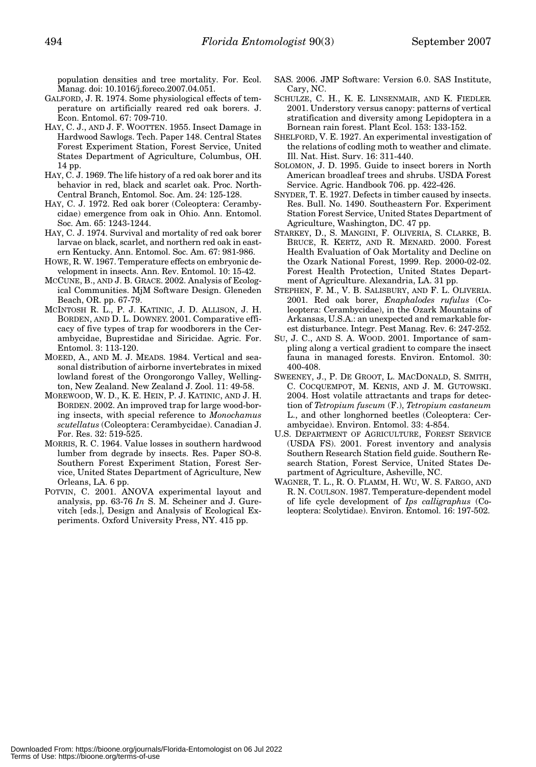population densities and tree mortality. For. Ecol. Manag. doi: 10.1016/j.foreco.2007.04.051.

GALFORD, J. R. 1974. Some physiological effects of temperature on artificially reared red oak borers. J. Econ. Entomol. 67: 709-710.

HAY, C. J., AND J. F. WOOTTEN. 1955. Insect Damage in Hardwood Sawlogs. Tech. Paper 148. Central States Forest Experiment Station, Forest Service, United States Department of Agriculture, Columbus, OH. 14 pp.

HAY, C. J. 1969. The life history of a red oak borer and its behavior in red, black and scarlet oak. Proc. North-Central Branch, Entomol. Soc. Am. 24: 125-128.

HAY, C. J. 1972. Red oak borer (Coleoptera: Cerambycidae) emergence from oak in Ohio. Ann. Entomol. Soc. Am. 65: 1243-1244.

HAY, C. J. 1974. Survival and mortality of red oak borer larvae on black, scarlet, and northern red oak in eastern Kentucky. Ann. Entomol. Soc. Am. 67: 981-986.

HOWE, R. W. 1967. Temperature effects on embryonic development in insects. Ann. Rev. Entomol. 10: 15-42.

MCCUNE, B., AND J. B. GRACE. 2002. Analysis of Ecological Communities. MjM Software Design. Gleneden Beach, OR. pp. 67-79.

MCINTOSH R. L., P. J. KATINIC, J. D. ALLISON, J. H. BORDEN, AND D. L. DOWNEY. 2001. Comparative efficacy of five types of trap for woodborers in the Cerambycidae, Buprestidae and Siricidae. Agric. For. Entomol. 3: 113-120.

MOEED, A., AND M. J. MEADS. 1984. Vertical and seasonal distribution of airborne invertebrates in mixed lowland forest of the Orongorongo Valley, Wellington, New Zealand. New Zealand J. Zool. 11: 49-58.

MOREWOOD, W. D., K. E. HEIN, P. J. KATINIC, AND J. H. BORDEN. 2002. An improved trap for large wood-boring insects, with special reference to *Monochamus scutellatus* (Coleoptera: Cerambycidae). Canadian J. For. Res. 32: 519-525.

MORRIS, R. C. 1964. Value losses in southern hardwood lumber from degrade by insects. Res. Paper SO-8. Southern Forest Experiment Station, Forest Service, United States Department of Agriculture, New Orleans, LA. 6 pp.

POTVIN, C. 2001. ANOVA experimental layout and analysis, pp. 63-76 *In* S. M. Scheiner and J. Gurevitch [eds.], Design and Analysis of Ecological Experiments. Oxford University Press, NY. 415 pp.

SAS. 2006. JMP Software: Version 6.0. SAS Institute, Cary, NC.

SCHULZE, C. H., K. E. LINSENMAIR, AND K. FIEDLER. 2001. Understory versus canopy: patterns of vertical stratification and diversity among Lepidoptera in a Bornean rain forest. Plant Ecol. 153: 133-152.

SHELFORD, V. E. 1927. An experimental investigation of the relations of codling moth to weather and climate. Ill. Nat. Hist. Surv. 16: 311-440.

SOLOMON, J. D. 1995. Guide to insect borers in North American broadleaf trees and shrubs. USDA Forest Service. Agric. Handbook 706. pp. 422-426.

SNYDER, T. E. 1927. Defects in timber caused by insects. Res. Bull. No. 1490. Southeastern For. Experiment Station Forest Service, United States Department of Agriculture, Washington, DC. 47 pp.

STARKEY, D., S. MANGINI, F. OLIVERIA, S. CLARKE, B. BRUCE, R. KERTZ, AND R. MENARD. 2000. Forest Health Evaluation of Oak Mortality and Decline on the Ozark National Forest, 1999. Rep. 2000-02-02. Forest Health Protection, United States Department of Agriculture. Alexandria, LA. 31 pp.

STEPHEN, F. M., V. B. SALISBURY, AND F. L. OLIVERIA. 2001. Red oak borer, *Enaphalodes rufulus* (Coleoptera: Cerambycidae), in the Ozark Mountains of Arkansas, U.S.A.: an unexpected and remarkable forest disturbance. Integr. Pest Manag. Rev. 6: 247-252.

SU, J. C., AND S. A. WOOD. 2001. Importance of sampling along a vertical gradient to compare the insect fauna in managed forests. Environ. Entomol. 30: 400-408.

SWEENEY, J., P. DE GROOT, L. MACDONALD, S. SMITH, C. COCQUEMPOT, M. KENIS, AND J. M. GUTOWSKI. 2004. Host volatile attractants and traps for detection of *Tetropium fuscum* (F.), *Tetropium castaneum* L., and other longhorned beetles (Coleoptera: Cerambycidae). Environ. Entomol. 33: 4-854.

U.S. DEPARTMENT OF AGRICULTURE, FOREST SERVICE (USDA FS). 2001. Forest inventory and analysis Southern Research Station field guide. Southern Research Station, Forest Service, United States Department of Agriculture, Asheville, NC.

WAGNER, T. L., R. O. FLAMM, H. WU, W. S. FARGO, AND R. N. COULSON. 1987. Temperature-dependent model of life cycle development of *Ips calligraphus* (Coleoptera: Scolytidae). Environ. Entomol. 16: 197-502.